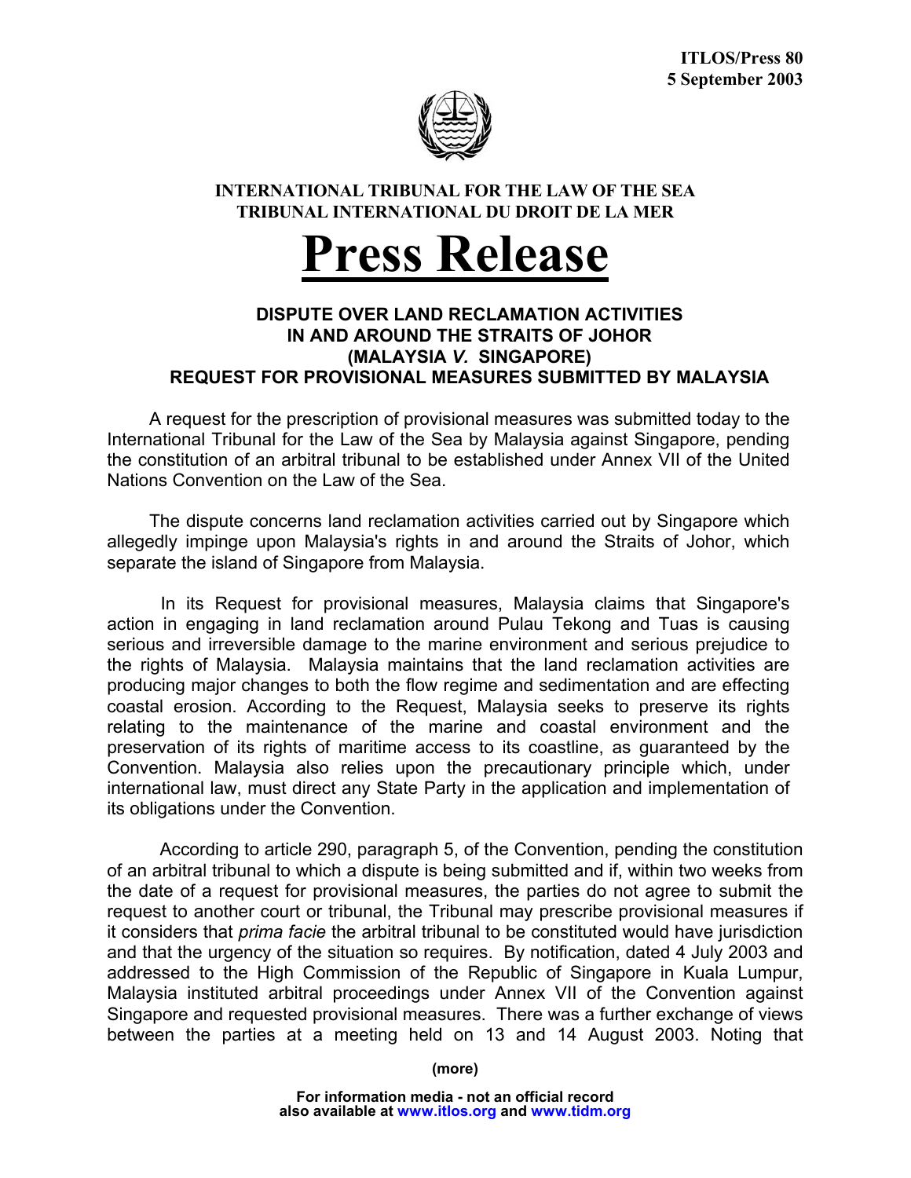**ITLOS/Press 80**
**5 September 2003**

**INTERNATIONAL TRIBUNAL FOR THE LAW OF THE SEA**
**TRIBUNAL INTERNATIONAL DU DROIT DE LA MER**

# Press Release

## DISPUTE OVER LAND RECLAMATION ACTIVITIES IN AND AROUND THE STRAITS OF JOHOR (MALAYSIA *V.* SINGAPORE) REQUEST FOR PROVISIONAL MEASURES SUBMITTED BY MALAYSIA

A request for the prescription of provisional measures was submitted today to the International Tribunal for the Law of the Sea by Malaysia against Singapore, pending the constitution of an arbitral tribunal to be established under Annex VII of the United Nations Convention on the Law of the Sea.

The dispute concerns land reclamation activities carried out by Singapore which allegedly impinge upon Malaysia's rights in and around the Straits of Johor, which separate the island of Singapore from Malaysia.

In its Request for provisional measures, Malaysia claims that Singapore's action in engaging in land reclamation around Pulau Tekong and Tuas is causing serious and irreversible damage to the marine environment and serious prejudice to the rights of Malaysia. Malaysia maintains that the land reclamation activities are producing major changes to both the flow regime and sedimentation and are effecting coastal erosion. According to the Request, Malaysia seeks to preserve its rights relating to the maintenance of the marine and coastal environment and the preservation of its rights of maritime access to its coastline, as guaranteed by the Convention. Malaysia also relies upon the precautionary principle which, under international law, must direct any State Party in the application and implementation of its obligations under the Convention.

According to article 290, paragraph 5, of the Convention, pending the constitution of an arbitral tribunal to which a dispute is being submitted and if, within two weeks from the date of a request for provisional measures, the parties do not agree to submit the request to another court or tribunal, the Tribunal may prescribe provisional measures if it considers that *prima facie* the arbitral tribunal to be constituted would have jurisdiction and that the urgency of the situation so requires. By notification, dated 4 July 2003 and addressed to the High Commission of the Republic of Singapore in Kuala Lumpur, Malaysia instituted arbitral proceedings under Annex VII of the Convention against Singapore and requested provisional measures. There was a further exchange of views between the parties at a meeting held on 13 and 14 August 2003. Noting that

**(more)**

**For information media - not an official record**
**also available at www.itlos.org and www.tidm.org**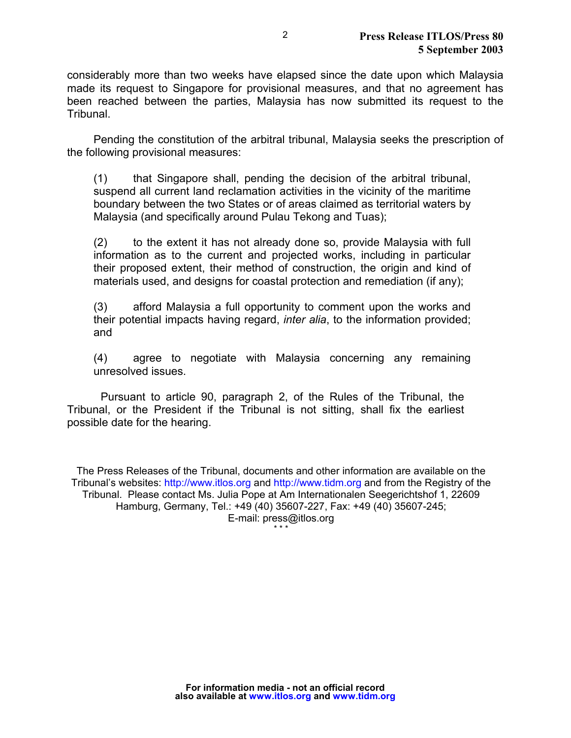considerably more than two weeks have elapsed since the date upon which Malaysia made its request to Singapore for provisional measures, and that no agreement has been reached between the parties, Malaysia has now submitted its request to the Tribunal.

Pending the constitution of the arbitral tribunal, Malaysia seeks the prescription of the following provisional measures:

> (1) that Singapore shall, pending the decision of the arbitral tribunal, suspend all current land reclamation activities in the vicinity of the maritime boundary between the two States or of areas claimed as territorial waters by Malaysia (and specifically around Pulau Tekong and Tuas);
>
> (2) to the extent it has not already done so, provide Malaysia with full information as to the current and projected works, including in particular their proposed extent, their method of construction, the origin and kind of materials used, and designs for coastal protection and remediation (if any);
>
> (3) afford Malaysia a full opportunity to comment upon the works and their potential impacts having regard, *inter alia*, to the information provided; and
>
> (4) agree to negotiate with Malaysia concerning any remaining unresolved issues.

Pursuant to article 90, paragraph 2, of the Rules of the Tribunal, the Tribunal, or the President if the Tribunal is not sitting, shall fix the earliest possible date for the hearing.

The Press Releases of the Tribunal, documents and other information are available on the Tribunal's websites: http://www.itlos.org and http://www.tidm.org and from the Registry of the Tribunal. Please contact Ms. Julia Pope at Am Internationalen Seegerichtshof 1, 22609 Hamburg, Germany, Tel.: +49 (40) 35607-227, Fax: +49 (40) 35607-245; E-mail: press@itlos.org

\* \* \*

**For information media - not an official record**
**also available at www.itlos.org and www.tidm.org**